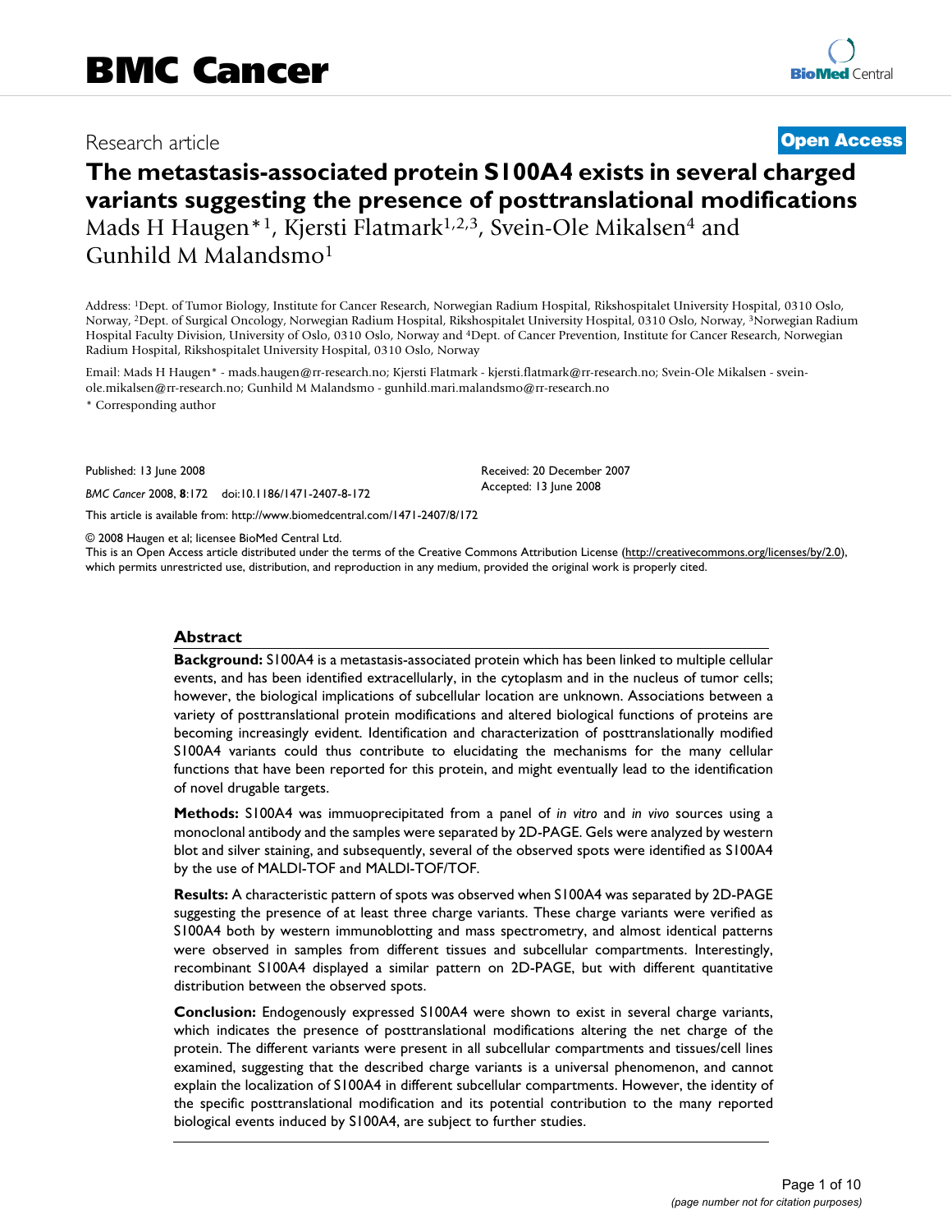# BMC Cancer

Research article **Open Access**

# The metastasis-associated protein S100A4 exists in several charged variants suggesting the presence of posttranslational modifications

Mads H Haugen*[1], Kjersti Flatmark[1,2,3], Svein-Ole Mikalsen[4] and Gunhild M Malandsmo[1]

Address: [1]Dept. of Tumor Biology, Institute for Cancer Research, Norwegian Radium Hospital, Rikshospitalet University Hospital, 0310 Oslo, Norway, [2]Dept. of Surgical Oncology, Norwegian Radium Hospital, Rikshospitalet University Hospital, 0310 Oslo, Norway, [3]Norwegian Radium Hospital Faculty Division, University of Oslo, 0310 Oslo, Norway and [4]Dept. of Cancer Prevention, Institute for Cancer Research, Norwegian Radium Hospital, Rikshospitalet University Hospital, 0310 Oslo, Norway

Email: Mads H Haugen* - mads.haugen@rr-research.no; Kjersti Flatmark - kjersti.flatmark@rr-research.no; Svein-Ole Mikalsen - svein-ole.mikalsen@rr-research.no; Gunhild M Malandsmo - gunhild.mari.malandsmo@rr-research.no

\* Corresponding author

Published: 13 June 2008

*BMC Cancer* 2008, **8**:172 doi:10.1186/1471-2407-8-172

Received: 20 December 2007
Accepted: 13 June 2008

This article is available from: http://www.biomedcentral.com/1471-2407/8/172

© 2008 Haugen et al; licensee BioMed Central Ltd.
This is an Open Access article distributed under the terms of the Creative Commons Attribution License (http://creativecommons.org/licenses/by/2.0), which permits unrestricted use, distribution, and reproduction in any medium, provided the original work is properly cited.

## Abstract

**Background:** S100A4 is a metastasis-associated protein which has been linked to multiple cellular events, and has been identified extracellularly, in the cytoplasm and in the nucleus of tumor cells; however, the biological implications of subcellular location are unknown. Associations between a variety of posttranslational protein modifications and altered biological functions of proteins are becoming increasingly evident. Identification and characterization of posttranslationally modified S100A4 variants could thus contribute to elucidating the mechanisms for the many cellular functions that have been reported for this protein, and might eventually lead to the identification of novel drugable targets.

**Methods:** S100A4 was immuoprecipitated from a panel of *in vitro* and *in vivo* sources using a monoclonal antibody and the samples were separated by 2D-PAGE. Gels were analyzed by western blot and silver staining, and subsequently, several of the observed spots were identified as S100A4 by the use of MALDI-TOF and MALDI-TOF/TOF.

**Results:** A characteristic pattern of spots was observed when S100A4 was separated by 2D-PAGE suggesting the presence of at least three charge variants. These charge variants were verified as S100A4 both by western immunoblotting and mass spectrometry, and almost identical patterns were observed in samples from different tissues and subcellular compartments. Interestingly, recombinant S100A4 displayed a similar pattern on 2D-PAGE, but with different quantitative distribution between the observed spots.

**Conclusion:** Endogenously expressed S100A4 were shown to exist in several charge variants, which indicates the presence of posttranslational modifications altering the net charge of the protein. The different variants were present in all subcellular compartments and tissues/cell lines examined, suggesting that the described charge variants is a universal phenomenon, and cannot explain the localization of S100A4 in different subcellular compartments. However, the identity of the specific posttranslational modification and its potential contribution to the many reported biological events induced by S100A4, are subject to further studies.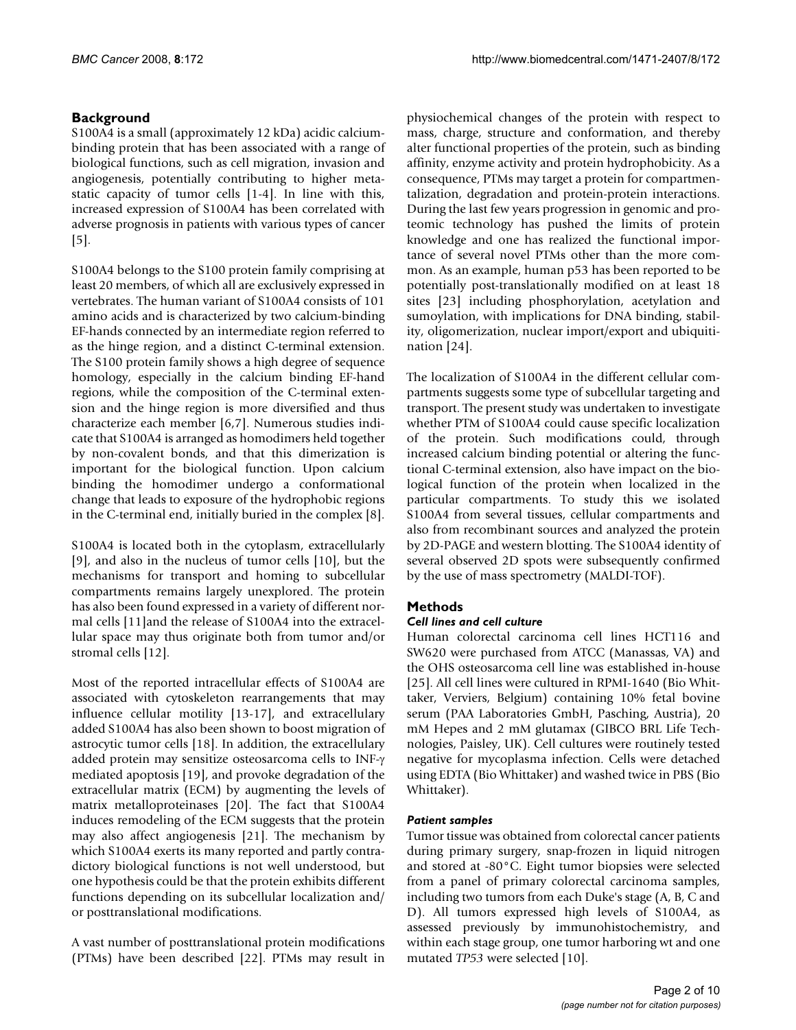## Background

S100A4 is a small (approximately 12 kDa) acidic calcium-binding protein that has been associated with a range of biological functions, such as cell migration, invasion and angiogenesis, potentially contributing to higher metastatic capacity of tumor cells [1-4]. In line with this, increased expression of S100A4 has been correlated with adverse prognosis in patients with various types of cancer [5].

S100A4 belongs to the S100 protein family comprising at least 20 members, of which all are exclusively expressed in vertebrates. The human variant of S100A4 consists of 101 amino acids and is characterized by two calcium-binding EF-hands connected by an intermediate region referred to as the hinge region, and a distinct C-terminal extension. The S100 protein family shows a high degree of sequence homology, especially in the calcium binding EF-hand regions, while the composition of the C-terminal extension and the hinge region is more diversified and thus characterize each member [6,7]. Numerous studies indicate that S100A4 is arranged as homodimers held together by non-covalent bonds, and that this dimerization is important for the biological function. Upon calcium binding the homodimer undergo a conformational change that leads to exposure of the hydrophobic regions in the C-terminal end, initially buried in the complex [8].

S100A4 is located both in the cytoplasm, extracellularly [9], and also in the nucleus of tumor cells [10], but the mechanisms for transport and homing to subcellular compartments remains largely unexplored. The protein has also been found expressed in a variety of different normal cells [11]and the release of S100A4 into the extracellular space may thus originate both from tumor and/or stromal cells [12].

Most of the reported intracellular effects of S100A4 are associated with cytoskeleton rearrangements that may influence cellular motility [13-17], and extracellulary added S100A4 has also been shown to boost migration of astrocytic tumor cells [18]. In addition, the extracellulary added protein may sensitize osteosarcoma cells to INF-γ mediated apoptosis [19], and provoke degradation of the extracellular matrix (ECM) by augmenting the levels of matrix metalloproteinases [20]. The fact that S100A4 induces remodeling of the ECM suggests that the protein may also affect angiogenesis [21]. The mechanism by which S100A4 exerts its many reported and partly contradictory biological functions is not well understood, but one hypothesis could be that the protein exhibits different functions depending on its subcellular localization and/or posttranslational modifications.

A vast number of posttranslational protein modifications (PTMs) have been described [22]. PTMs may result in physiochemical changes of the protein with respect to mass, charge, structure and conformation, and thereby alter functional properties of the protein, such as binding affinity, enzyme activity and protein hydrophobicity. As a consequence, PTMs may target a protein for compartmentalization, degradation and protein-protein interactions. During the last few years progression in genomic and proteomic technology has pushed the limits of protein knowledge and one has realized the functional importance of several novel PTMs other than the more common. As an example, human p53 has been reported to be potentially post-translationally modified on at least 18 sites [23] including phosphorylation, acetylation and sumoylation, with implications for DNA binding, stability, oligomerization, nuclear import/export and ubiquitination [24].

The localization of S100A4 in the different cellular compartments suggests some type of subcellular targeting and transport. The present study was undertaken to investigate whether PTM of S100A4 could cause specific localization of the protein. Such modifications could, through increased calcium binding potential or altering the functional C-terminal extension, also have impact on the biological function of the protein when localized in the particular compartments. To study this we isolated S100A4 from several tissues, cellular compartments and also from recombinant sources and analyzed the protein by 2D-PAGE and western blotting. The S100A4 identity of several observed 2D spots were subsequently confirmed by the use of mass spectrometry (MALDI-TOF).

## Methods

### *Cell lines and cell culture*

Human colorectal carcinoma cell lines HCT116 and SW620 were purchased from ATCC (Manassas, VA) and the OHS osteosarcoma cell line was established in-house [25]. All cell lines were cultured in RPMI-1640 (Bio Whittaker, Verviers, Belgium) containing 10% fetal bovine serum (PAA Laboratories GmbH, Pasching, Austria), 20 mM Hepes and 2 mM glutamax (GIBCO BRL Life Technologies, Paisley, UK). Cell cultures were routinely tested negative for mycoplasma infection. Cells were detached using EDTA (Bio Whittaker) and washed twice in PBS (Bio Whittaker).

### *Patient samples*

Tumor tissue was obtained from colorectal cancer patients during primary surgery, snap-frozen in liquid nitrogen and stored at -80°C. Eight tumor biopsies were selected from a panel of primary colorectal carcinoma samples, including two tumors from each Duke's stage (A, B, C and D). All tumors expressed high levels of S100A4, as assessed previously by immunohistochemistry, and within each stage group, one tumor harboring wt and one mutated *TP53* were selected [10].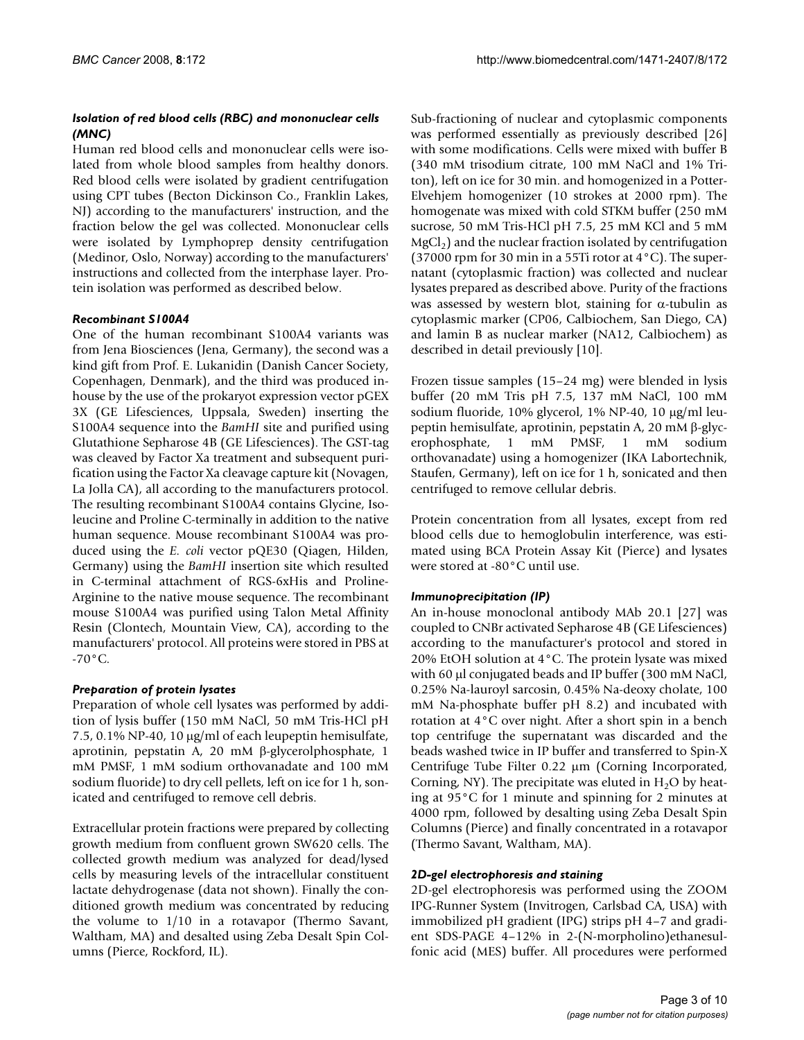### *Isolation of red blood cells (RBC) and mononuclear cells (MNC)*

Human red blood cells and mononuclear cells were isolated from whole blood samples from healthy donors. Red blood cells were isolated by gradient centrifugation using CPT tubes (Becton Dickinson Co., Franklin Lakes, NJ) according to the manufacturers' instruction, and the fraction below the gel was collected. Mononuclear cells were isolated by Lymphoprep density centrifugation (Medinor, Oslo, Norway) according to the manufacturers' instructions and collected from the interphase layer. Protein isolation was performed as described below.

### *Recombinant S100A4*

One of the human recombinant S100A4 variants was from Jena Biosciences (Jena, Germany), the second was a kind gift from Prof. E. Lukanidin (Danish Cancer Society, Copenhagen, Denmark), and the third was produced in-house by the use of the prokaryot expression vector pGEX 3X (GE Lifesciences, Uppsala, Sweden) inserting the S100A4 sequence into the *BamHI* site and purified using Glutathione Sepharose 4B (GE Lifesciences). The GST-tag was cleaved by Factor Xa treatment and subsequent purification using the Factor Xa cleavage capture kit (Novagen, La Jolla CA), all according to the manufacturers protocol. The resulting recombinant S100A4 contains Glycine, Isoleucine and Proline C-terminally in addition to the native human sequence. Mouse recombinant S100A4 was produced using the *E. coli* vector pQE30 (Qiagen, Hilden, Germany) using the *BamHI* insertion site which resulted in C-terminal attachment of RGS-6xHis and Proline-Arginine to the native mouse sequence. The recombinant mouse S100A4 was purified using Talon Metal Affinity Resin (Clontech, Mountain View, CA), according to the manufacturers' protocol. All proteins were stored in PBS at -70°C.

### *Preparation of protein lysates*

Preparation of whole cell lysates was performed by addition of lysis buffer (150 mM NaCl, 50 mM Tris-HCl pH 7.5, 0.1% NP-40, 10 μg/ml of each leupeptin hemisulfate, aprotinin, pepstatin A, 20 mM β-glycerolphosphate, 1 mM PMSF, 1 mM sodium orthovanadate and 100 mM sodium fluoride) to dry cell pellets, left on ice for 1 h, sonicated and centrifuged to remove cell debris.

Extracellular protein fractions were prepared by collecting growth medium from confluent grown SW620 cells. The collected growth medium was analyzed for dead/lysed cells by measuring levels of the intracellular constituent lactate dehydrogenase (data not shown). Finally the conditioned growth medium was concentrated by reducing the volume to 1/10 in a rotavapor (Thermo Savant, Waltham, MA) and desalted using Zeba Desalt Spin Columns (Pierce, Rockford, IL).

Sub-fractioning of nuclear and cytoplasmic components was performed essentially as previously described [26] with some modifications. Cells were mixed with buffer B (340 mM trisodium citrate, 100 mM NaCl and 1% Triton), left on ice for 30 min. and homogenized in a Potter-Elvehjem homogenizer (10 strokes at 2000 rpm). The homogenate was mixed with cold STKM buffer (250 mM sucrose, 50 mM Tris-HCl pH 7.5, 25 mM KCl and 5 mM $MgCl_2$) and the nuclear fraction isolated by centrifugation (37000 rpm for 30 min in a 55Ti rotor at 4°C). The supernatant (cytoplasmic fraction) was collected and nuclear lysates prepared as described above. Purity of the fractions was assessed by western blot, staining for α-tubulin as cytoplasmic marker (CP06, Calbiochem, San Diego, CA) and lamin B as nuclear marker (NA12, Calbiochem) as described in detail previously [10].

Frozen tissue samples (15–24 mg) were blended in lysis buffer (20 mM Tris pH 7.5, 137 mM NaCl, 100 mM sodium fluoride, 10% glycerol, 1% NP-40, 10 μg/ml leupeptin hemisulfate, aprotinin, pepstatin A, 20 mM β-glycerophosphate, 1 mM PMSF, 1 mM sodium orthovanadate) using a homogenizer (IKA Labortechnik, Staufen, Germany), left on ice for 1 h, sonicated and then centrifuged to remove cellular debris.

Protein concentration from all lysates, except from red blood cells due to hemoglobulin interference, was estimated using BCA Protein Assay Kit (Pierce) and lysates were stored at -80°C until use.

### *Immunoprecipitation (IP)*

An in-house monoclonal antibody MAb 20.1 [27] was coupled to CNBr activated Sepharose 4B (GE Lifesciences) according to the manufacturer's protocol and stored in 20% EtOH solution at 4°C. The protein lysate was mixed with 60 μl conjugated beads and IP buffer (300 mM NaCl, 0.25% Na-lauroyl sarcosin, 0.45% Na-deoxy cholate, 100 mM Na-phosphate buffer pH 8.2) and incubated with rotation at 4°C over night. After a short spin in a bench top centrifuge the supernatant was discarded and the beads washed twice in IP buffer and transferred to Spin-X Centrifuge Tube Filter 0.22 μm (Corning Incorporated, Corning, NY). The precipitate was eluted in $H_2O$ by heating at 95°C for 1 minute and spinning for 2 minutes at 4000 rpm, followed by desalting using Zeba Desalt Spin Columns (Pierce) and finally concentrated in a rotavapor (Thermo Savant, Waltham, MA).

### *2D-gel electrophoresis and staining*

2D-gel electrophoresis was performed using the ZOOM IPG-Runner System (Invitrogen, Carlsbad CA, USA) with immobilized pH gradient (IPG) strips pH 4–7 and gradient SDS-PAGE 4–12% in 2-(N-morpholino)ethanesulfonic acid (MES) buffer. All procedures were performed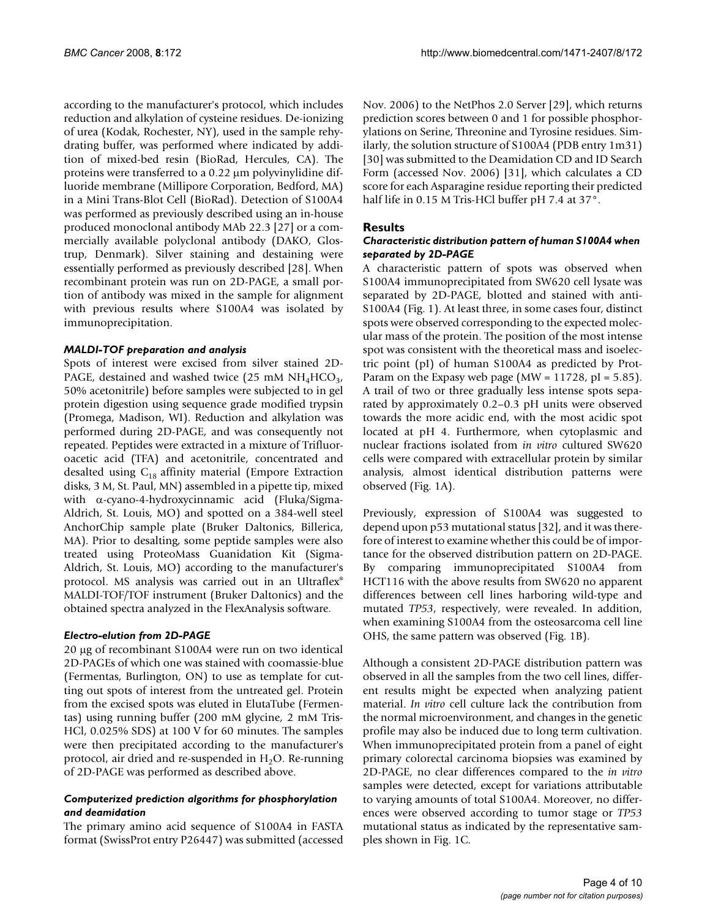according to the manufacturer's protocol, which includes reduction and alkylation of cysteine residues. De-ionizing of urea (Kodak, Rochester, NY), used in the sample rehydrating buffer, was performed where indicated by addition of mixed-bed resin (BioRad, Hercules, CA). The proteins were transferred to a 0.22 μm polyvinylidine difluoride membrane (Millipore Corporation, Bedford, MA) in a Mini Trans-Blot Cell (BioRad). Detection of S100A4 was performed as previously described using an in-house produced monoclonal antibody MAb 22.3 [27] or a commercially available polyclonal antibody (DAKO, Glostrup, Denmark). Silver staining and destaining were essentially performed as previously described [28]. When recombinant protein was run on 2D-PAGE, a small portion of antibody was mixed in the sample for alignment with previous results where S100A4 was isolated by immunoprecipitation.

### *MALDI-TOF preparation and analysis*

Spots of interest were excised from silver stained 2D-PAGE, destained and washed twice (25 mM $NH_4HCO_3$, 50% acetonitrile) before samples were subjected to in gel protein digestion using sequence grade modified trypsin (Promega, Madison, WI). Reduction and alkylation was performed during 2D-PAGE, and was consequently not repeated. Peptides were extracted in a mixture of Trifluoroacetic acid (TFA) and acetonitrile, concentrated and desalted using $C_{18}$ affinity material (Empore Extraction disks, 3 M, St. Paul, MN) assembled in a pipette tip, mixed with α-cyano-4-hydroxycinnamic acid (Fluka/Sigma-Aldrich, St. Louis, MO) and spotted on a 384-well steel AnchorChip sample plate (Bruker Daltonics, Billerica, MA). Prior to desalting, some peptide samples were also treated using ProteoMass Guanidation Kit (Sigma-Aldrich, St. Louis, MO) according to the manufacturer's protocol. MS analysis was carried out in an Ultraflex® MALDI-TOF/TOF instrument (Bruker Daltonics) and the obtained spectra analyzed in the FlexAnalysis software.

### *Electro-elution from 2D-PAGE*

20 μg of recombinant S100A4 were run on two identical 2D-PAGEs of which one was stained with coomassie-blue (Fermentas, Burlington, ON) to use as template for cutting out spots of interest from the untreated gel. Protein from the excised spots was eluted in ElutaTube (Fermentas) using running buffer (200 mM glycine, 2 mM Tris-HCl, 0.025% SDS) at 100 V for 60 minutes. The samples were then precipitated according to the manufacturer's protocol, air dried and re-suspended in $H_2O$. Re-running of 2D-PAGE was performed as described above.

### *Computerized prediction algorithms for phosphorylation and deamidation*

The primary amino acid sequence of S100A4 in FASTA format (SwissProt entry P26447) was submitted (accessed Nov. 2006) to the NetPhos 2.0 Server [29], which returns prediction scores between 0 and 1 for possible phosphorylations on Serine, Threonine and Tyrosine residues. Similarly, the solution structure of S100A4 (PDB entry 1m31) [30] was submitted to the Deamidation CD and ID Search Form (accessed Nov. 2006) [31], which calculates a CD score for each Asparagine residue reporting their predicted half life in 0.15 M Tris-HCl buffer pH 7.4 at 37°.

## Results

### *Characteristic distribution pattern of human S100A4 when separated by 2D-PAGE*

A characteristic pattern of spots was observed when S100A4 immunoprecipitated from SW620 cell lysate was separated by 2D-PAGE, blotted and stained with anti-S100A4 (Fig. 1). At least three, in some cases four, distinct spots were observed corresponding to the expected molecular mass of the protein. The position of the most intense spot was consistent with the theoretical mass and isoelectric point (pI) of human S100A4 as predicted by Prot-Param on the Expasy web page (MW = 11728, pI = 5.85). A trail of two or three gradually less intense spots separated by approximately 0.2–0.3 pH units were observed towards the more acidic end, with the most acidic spot located at pH 4. Furthermore, when cytoplasmic and nuclear fractions isolated from *in vitro* cultured SW620 cells were compared with extracellular protein by similar analysis, almost identical distribution patterns were observed (Fig. 1A).

Previously, expression of S100A4 was suggested to depend upon p53 mutational status [32], and it was therefore of interest to examine whether this could be of importance for the observed distribution pattern on 2D-PAGE. By comparing immunoprecipitated S100A4 from HCT116 with the above results from SW620 no apparent differences between cell lines harboring wild-type and mutated *TP53*, respectively, were revealed. In addition, when examining S100A4 from the osteosarcoma cell line OHS, the same pattern was observed (Fig. 1B).

Although a consistent 2D-PAGE distribution pattern was observed in all the samples from the two cell lines, different results might be expected when analyzing patient material. *In vitro* cell culture lack the contribution from the normal microenvironment, and changes in the genetic profile may also be induced due to long term cultivation. When immunoprecipitated protein from a panel of eight primary colorectal carcinoma biopsies was examined by 2D-PAGE, no clear differences compared to the *in vitro* samples were detected, except for variations attributable to varying amounts of total S100A4. Moreover, no differences were observed according to tumor stage or *TP53* mutational status as indicated by the representative samples shown in Fig. 1C.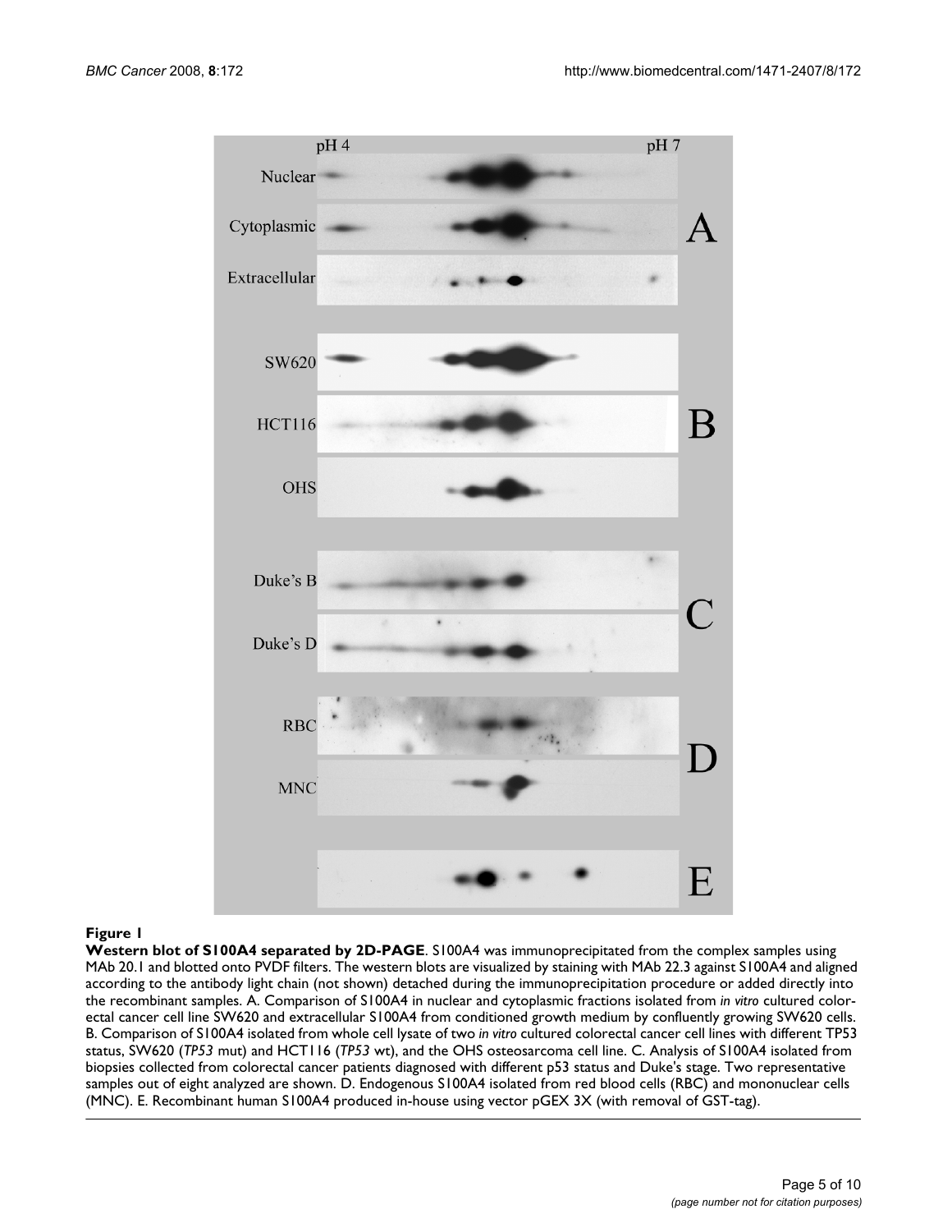**Figure 1**

**Western blot of S100A4 separated by 2D-PAGE**. S100A4 was immunoprecipitated from the complex samples using MAb 20.1 and blotted onto PVDF filters. The western blots are visualized by staining with MAb 22.3 against S100A4 and aligned according to the antibody light chain (not shown) detached during the immunoprecipitation procedure or added directly into the recombinant samples. A. Comparison of S100A4 in nuclear and cytoplasmic fractions isolated from *in vitro* cultured colorectal cancer cell line SW620 and extracellular S100A4 from conditioned growth medium by confluently growing SW620 cells. B. Comparison of S100A4 isolated from whole cell lysate of two *in vitro* cultured colorectal cancer cell lines with different TP53 status, SW620 (*TP53* mut) and HCT116 (*TP53* wt), and the OHS osteosarcoma cell line. C. Analysis of S100A4 isolated from biopsies collected from colorectal cancer patients diagnosed with different p53 status and Duke's stage. Two representative samples out of eight analyzed are shown. D. Endogenous S100A4 isolated from red blood cells (RBC) and mononuclear cells (MNC). E. Recombinant human S100A4 produced in-house using vector pGEX 3X (with removal of GST-tag).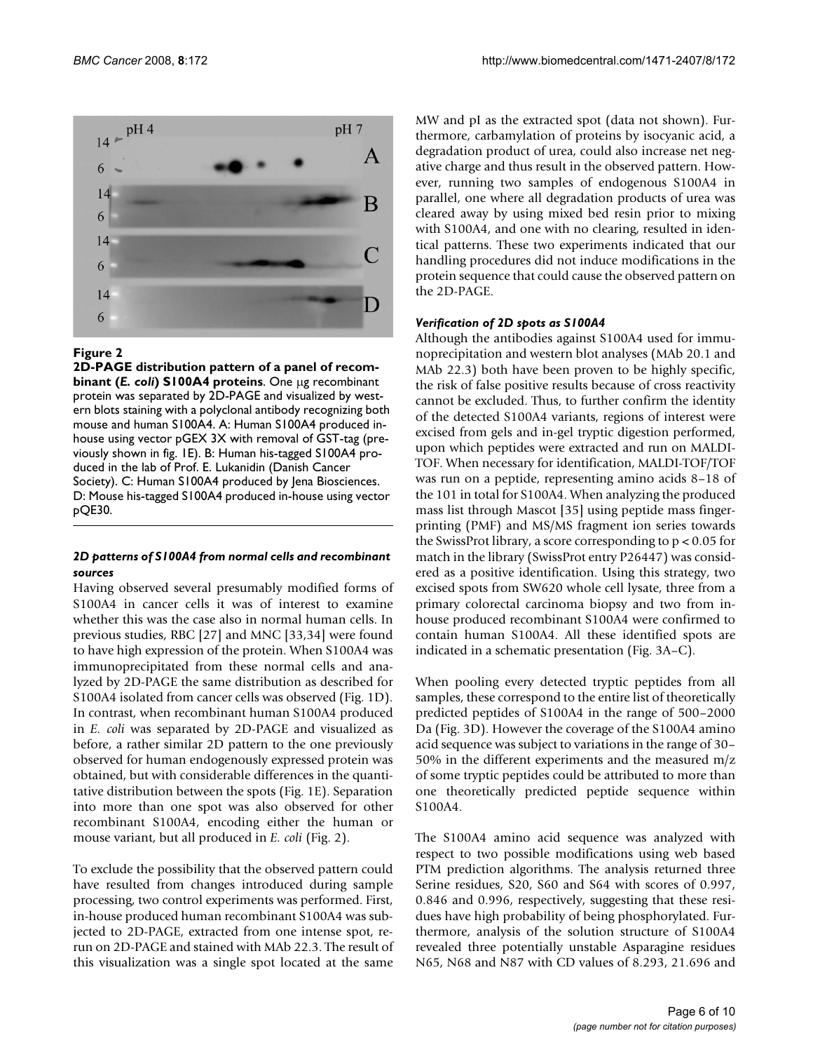**Figure 2**

**2D-PAGE distribution pattern of a panel of recombinant (*E. coli*) S100A4 proteins**. One μg recombinant protein was separated by 2D-PAGE and visualized by western blots staining with a polyclonal antibody recognizing both mouse and human S100A4. A: Human S100A4 produced in-house using vector pGEX 3X with removal of GST-tag (previously shown in fig. 1E). B: Human his-tagged S100A4 produced in the lab of Prof. E. Lukanidin (Danish Cancer Society). C: Human S100A4 produced by Jena Biosciences. D: Mouse his-tagged S100A4 produced in-house using vector pQE30.

#### *2D patterns of S100A4 from normal cells and recombinant sources*

Having observed several presumably modified forms of S100A4 in cancer cells it was of interest to examine whether this was the case also in normal human cells. In previous studies, RBC [27] and MNC [33,34] were found to have high expression of the protein. When S100A4 was immunoprecipitated from these normal cells and analyzed by 2D-PAGE the same distribution as described for S100A4 isolated from cancer cells was observed (Fig. 1D). In contrast, when recombinant human S100A4 produced in *E. coli* was separated by 2D-PAGE and visualized as before, a rather similar 2D pattern to the one previously observed for human endogenously expressed protein was obtained, but with considerable differences in the quantitative distribution between the spots (Fig. 1E). Separation into more than one spot was also observed for other recombinant S100A4, encoding either the human or mouse variant, but all produced in *E. coli* (Fig. 2).

To exclude the possibility that the observed pattern could have resulted from changes introduced during sample processing, two control experiments was performed. First, in-house produced human recombinant S100A4 was subjected to 2D-PAGE, extracted from one intense spot, re-run on 2D-PAGE and stained with MAb 22.3. The result of this visualization was a single spot located at the same MW and pI as the extracted spot (data not shown). Furthermore, carbamylation of proteins by isocyanic acid, a degradation product of urea, could also increase net negative charge and thus result in the observed pattern. However, running two samples of endogenous S100A4 in parallel, one where all degradation products of urea was cleared away by using mixed bed resin prior to mixing with S100A4, and one with no clearing, resulted in identical patterns. These two experiments indicated that our handling procedures did not induce modifications in the protein sequence that could cause the observed pattern on the 2D-PAGE.

#### *Verification of 2D spots as S100A4*

Although the antibodies against S100A4 used for immunoprecipitation and western blot analyses (MAb 20.1 and MAb 22.3) both have been proven to be highly specific, the risk of false positive results because of cross reactivity cannot be excluded. Thus, to further confirm the identity of the detected S100A4 variants, regions of interest were excised from gels and in-gel tryptic digestion performed, upon which peptides were extracted and run on MALDI-TOF. When necessary for identification, MALDI-TOF/TOF was run on a peptide, representing amino acids 8–18 of the 101 in total for S100A4. When analyzing the produced mass list through Mascot [35] using peptide mass fingerprinting (PMF) and MS/MS fragment ion series towards the SwissProt library, a score corresponding to $p < 0.05$ for match in the library (SwissProt entry P26447) was considered as a positive identification. Using this strategy, two excised spots from SW620 whole cell lysate, three from a primary colorectal carcinoma biopsy and two from in-house produced recombinant S100A4 were confirmed to contain human S100A4. All these identified spots are indicated in a schematic presentation (Fig. 3A–C).

When pooling every detected tryptic peptides from all samples, these correspond to the entire list of theoretically predicted peptides of S100A4 in the range of 500–2000 Da (Fig. 3D). However the coverage of the S100A4 amino acid sequence was subject to variations in the range of 30–50% in the different experiments and the measured m/z of some tryptic peptides could be attributed to more than one theoretically predicted peptide sequence within S100A4.

The S100A4 amino acid sequence was analyzed with respect to two possible modifications using web based PTM prediction algorithms. The analysis returned three Serine residues, S20, S60 and S64 with scores of 0.997, 0.846 and 0.996, respectively, suggesting that these residues have high probability of being phosphorylated. Furthermore, analysis of the solution structure of S100A4 revealed three potentially unstable Asparagine residues N65, N68 and N87 with CD values of 8.293, 21.696 and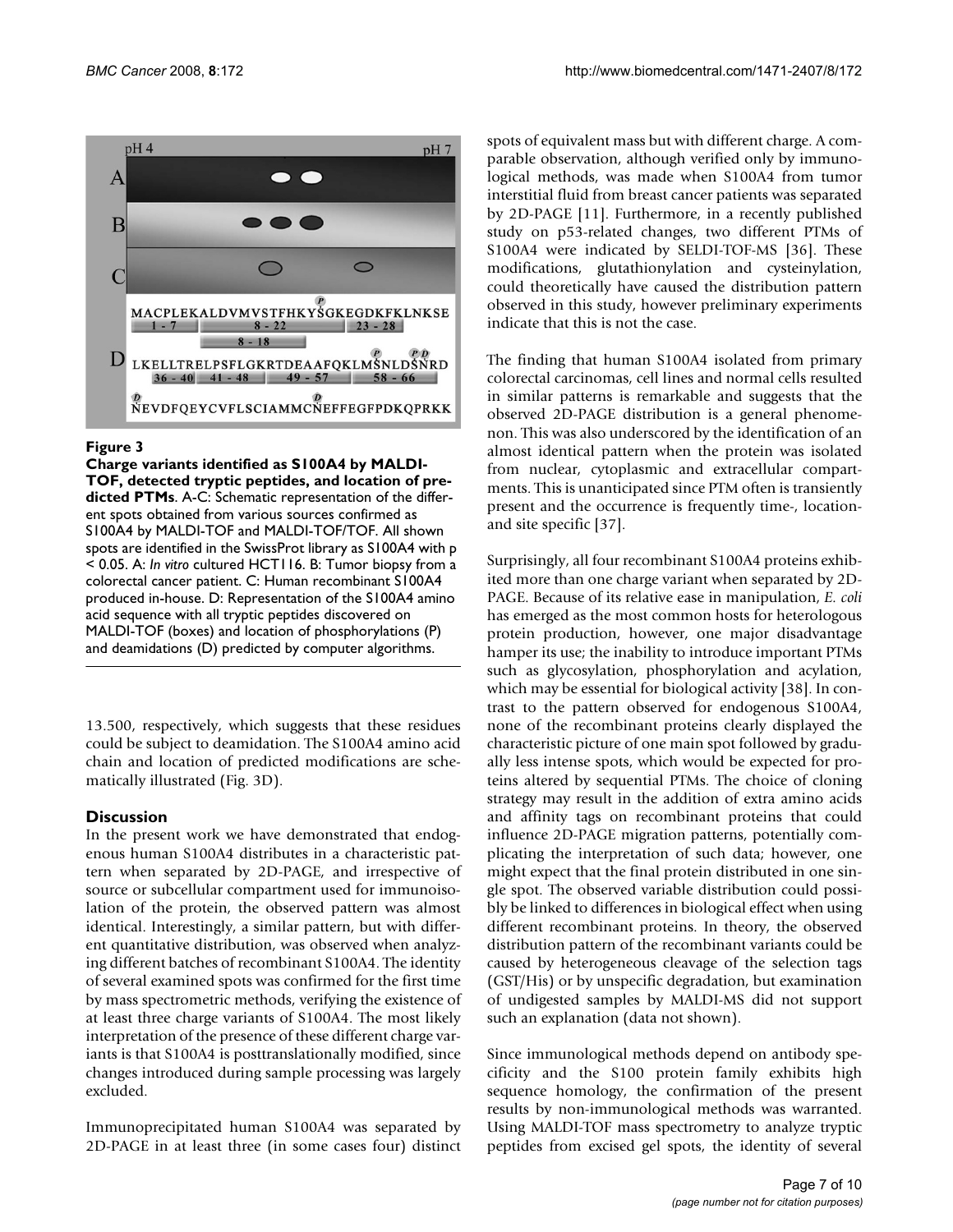**Figure 3**

**Charge variants identified as S100A4 by MALDI-TOF, detected tryptic peptides, and location of predicted PTMs**. A-C: Schematic representation of the different spots obtained from various sources confirmed as S100A4 by MALDI-TOF and MALDI-TOF/TOF. All shown spots are identified in the SwissProt library as S100A4 with $p < 0.05$. A: *In vitro* cultured HCT116. B: Tumor biopsy from a colorectal cancer patient. C: Human recombinant S100A4 produced in-house. D: Representation of the S100A4 amino acid sequence with all tryptic peptides discovered on MALDI-TOF (boxes) and location of phosphorylations (P) and deamidations (D) predicted by computer algorithms.

13.500, respectively, which suggests that these residues could be subject to deamidation. The S100A4 amino acid chain and location of predicted modifications are schematically illustrated (Fig. 3D).

## Discussion

In the present work we have demonstrated that endogenous human S100A4 distributes in a characteristic pattern when separated by 2D-PAGE, and irrespective of source or subcellular compartment used for immunoisolation of the protein, the observed pattern was almost identical. Interestingly, a similar pattern, but with different quantitative distribution, was observed when analyzing different batches of recombinant S100A4. The identity of several examined spots was confirmed for the first time by mass spectrometric methods, verifying the existence of at least three charge variants of S100A4. The most likely interpretation of the presence of these different charge variants is that S100A4 is posttranslationally modified, since changes introduced during sample processing was largely excluded.

Immunoprecipitated human S100A4 was separated by 2D-PAGE in at least three (in some cases four) distinct spots of equivalent mass but with different charge. A comparable observation, although verified only by immunological methods, was made when S100A4 from tumor interstitial fluid from breast cancer patients was separated by 2D-PAGE [11]. Furthermore, in a recently published study on p53-related changes, two different PTMs of S100A4 were indicated by SELDI-TOF-MS [36]. These modifications, glutathionylation and cysteinylation, could theoretically have caused the distribution pattern observed in this study, however preliminary experiments indicate that this is not the case.

The finding that human S100A4 isolated from primary colorectal carcinomas, cell lines and normal cells resulted in similar patterns is remarkable and suggests that the observed 2D-PAGE distribution is a general phenomenon. This was also underscored by the identification of an almost identical pattern when the protein was isolated from nuclear, cytoplasmic and extracellular compartments. This is unanticipated since PTM often is transiently present and the occurrence is frequently time-, location- and site specific [37].

Surprisingly, all four recombinant S100A4 proteins exhibited more than one charge variant when separated by 2D-PAGE. Because of its relative ease in manipulation, *E. coli* has emerged as the most common hosts for heterologous protein production, however, one major disadvantage hamper its use; the inability to introduce important PTMs such as glycosylation, phosphorylation and acylation, which may be essential for biological activity [38]. In contrast to the pattern observed for endogenous S100A4, none of the recombinant proteins clearly displayed the characteristic picture of one main spot followed by gradually less intense spots, which would be expected for proteins altered by sequential PTMs. The choice of cloning strategy may result in the addition of extra amino acids and affinity tags on recombinant proteins that could influence 2D-PAGE migration patterns, potentially complicating the interpretation of such data; however, one might expect that the final protein distributed in one single spot. The observed variable distribution could possibly be linked to differences in biological effect when using different recombinant proteins. In theory, the observed distribution pattern of the recombinant variants could be caused by heterogeneous cleavage of the selection tags (GST/His) or by unspecific degradation, but examination of undigested samples by MALDI-MS did not support such an explanation (data not shown).

Since immunological methods depend on antibody specificity and the S100 protein family exhibits high sequence homology, the confirmation of the present results by non-immunological methods was warranted. Using MALDI-TOF mass spectrometry to analyze tryptic peptides from excised gel spots, the identity of several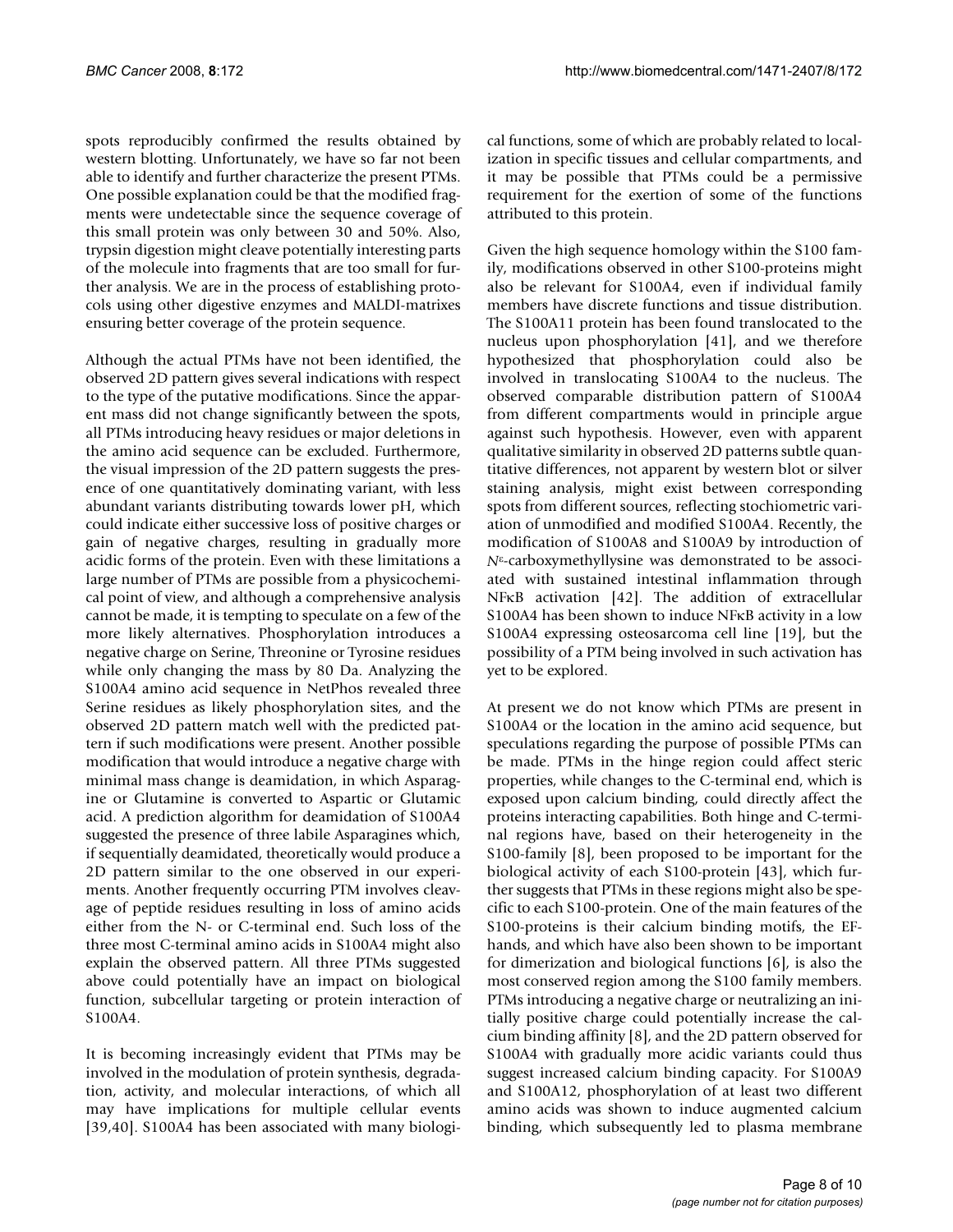spots reproducibly confirmed the results obtained by western blotting. Unfortunately, we have so far not been able to identify and further characterize the present PTMs. One possible explanation could be that the modified fragments were undetectable since the sequence coverage of this small protein was only between 30 and 50%. Also, trypsin digestion might cleave potentially interesting parts of the molecule into fragments that are too small for further analysis. We are in the process of establishing protocols using other digestive enzymes and MALDI-matrixes ensuring better coverage of the protein sequence.

Although the actual PTMs have not been identified, the observed 2D pattern gives several indications with respect to the type of the putative modifications. Since the apparent mass did not change significantly between the spots, all PTMs introducing heavy residues or major deletions in the amino acid sequence can be excluded. Furthermore, the visual impression of the 2D pattern suggests the presence of one quantitatively dominating variant, with less abundant variants distributing towards lower pH, which could indicate either successive loss of positive charges or gain of negative charges, resulting in gradually more acidic forms of the protein. Even with these limitations a large number of PTMs are possible from a physicochemical point of view, and although a comprehensive analysis cannot be made, it is tempting to speculate on a few of the more likely alternatives. Phosphorylation introduces a negative charge on Serine, Threonine or Tyrosine residues while only changing the mass by 80 Da. Analyzing the S100A4 amino acid sequence in NetPhos revealed three Serine residues as likely phosphorylation sites, and the observed 2D pattern match well with the predicted pattern if such modifications were present. Another possible modification that would introduce a negative charge with minimal mass change is deamidation, in which Asparagine or Glutamine is converted to Aspartic or Glutamic acid. A prediction algorithm for deamidation of S100A4 suggested the presence of three labile Asparagines which, if sequentially deamidated, theoretically would produce a 2D pattern similar to the one observed in our experiments. Another frequently occurring PTM involves cleavage of peptide residues resulting in loss of amino acids either from the N- or C-terminal end. Such loss of the three most C-terminal amino acids in S100A4 might also explain the observed pattern. All three PTMs suggested above could potentially have an impact on biological function, subcellular targeting or protein interaction of S100A4.

It is becoming increasingly evident that PTMs may be involved in the modulation of protein synthesis, degradation, activity, and molecular interactions, of which all may have implications for multiple cellular events [39,40]. S100A4 has been associated with many biological functions, some of which are probably related to localization in specific tissues and cellular compartments, and it may be possible that PTMs could be a permissive requirement for the exertion of some of the functions attributed to this protein.

Given the high sequence homology within the S100 family, modifications observed in other S100-proteins might also be relevant for S100A4, even if individual family members have discrete functions and tissue distribution. The S100A11 protein has been found translocated to the nucleus upon phosphorylation [41], and we therefore hypothesized that phosphorylation could also be involved in translocating S100A4 to the nucleus. The observed comparable distribution pattern of S100A4 from different compartments would in principle argue against such hypothesis. However, even with apparent qualitative similarity in observed 2D patterns subtle quantitative differences, not apparent by western blot or silver staining analysis, might exist between corresponding spots from different sources, reflecting stochiometric variation of unmodified and modified S100A4. Recently, the modification of S100A8 and S100A9 by introduction of $N^{\varepsilon}$-carboxymethyllysine was demonstrated to be associated with sustained intestinal inflammation through NFκB activation [42]. The addition of extracellular S100A4 has been shown to induce NFκB activity in a low S100A4 expressing osteosarcoma cell line [19], but the possibility of a PTM being involved in such activation has yet to be explored.

At present we do not know which PTMs are present in S100A4 or the location in the amino acid sequence, but speculations regarding the purpose of possible PTMs can be made. PTMs in the hinge region could affect steric properties, while changes to the C-terminal end, which is exposed upon calcium binding, could directly affect the proteins interacting capabilities. Both hinge and C-terminal regions have, based on their heterogeneity in the S100-family [8], been proposed to be important for the biological activity of each S100-protein [43], which further suggests that PTMs in these regions might also be specific to each S100-protein. One of the main features of the S100-proteins is their calcium binding motifs, the EF-hands, and which have also been shown to be important for dimerization and biological functions [6], is also the most conserved region among the S100 family members. PTMs introducing a negative charge or neutralizing an initially positive charge could potentially increase the calcium binding affinity [8], and the 2D pattern observed for S100A4 with gradually more acidic variants could thus suggest increased calcium binding capacity. For S100A9 and S100A12, phosphorylation of at least two different amino acids was shown to induce augmented calcium binding, which subsequently led to plasma membrane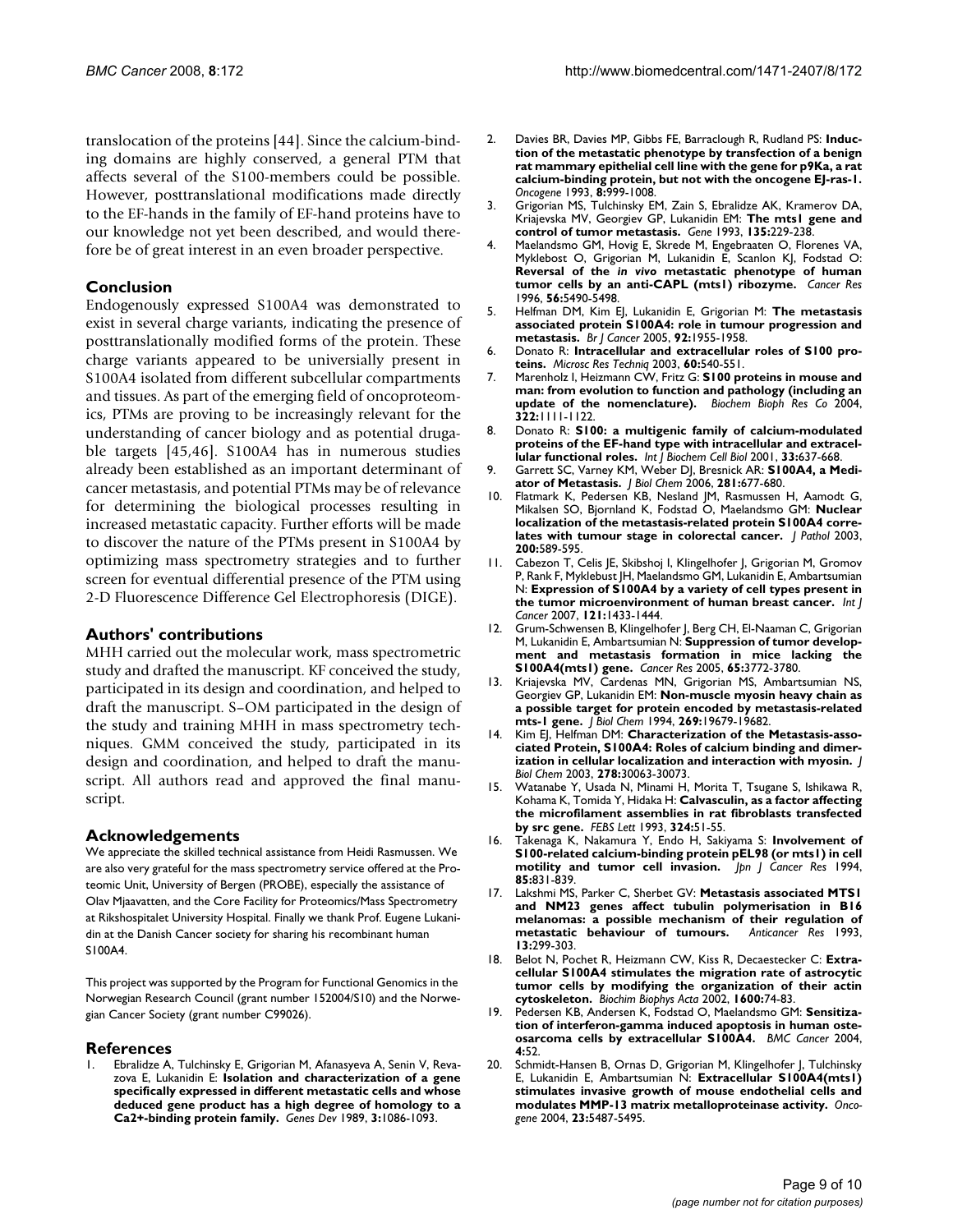translocation of the proteins [44]. Since the calcium-binding domains are highly conserved, a general PTM that affects several of the S100-members could be possible. However, posttranslational modifications made directly to the EF-hands in the family of EF-hand proteins have to our knowledge not yet been described, and would therefore be of great interest in an even broader perspective.

## Conclusion

Endogenously expressed S100A4 was demonstrated to exist in several charge variants, indicating the presence of posttranslationally modified forms of the protein. These charge variants appeared to be universially present in S100A4 isolated from different subcellular compartments and tissues. As part of the emerging field of oncoproteomics, PTMs are proving to be increasingly relevant for the understanding of cancer biology and as potential drugable targets [45,46]. S100A4 has in numerous studies already been established as an important determinant of cancer metastasis, and potential PTMs may be of relevance for determining the biological processes resulting in increased metastatic capacity. Further efforts will be made to discover the nature of the PTMs present in S100A4 by optimizing mass spectrometry strategies and to further screen for eventual differential presence of the PTM using 2-D Fluorescence Difference Gel Electrophoresis (DIGE).

## Authors' contributions

MHH carried out the molecular work, mass spectrometric study and drafted the manuscript. KF conceived the study, participated in its design and coordination, and helped to draft the manuscript. S–OM participated in the design of the study and training MHH in mass spectrometry techniques. GMM conceived the study, participated in its design and coordination, and helped to draft the manuscript. All authors read and approved the final manuscript.

## Acknowledgements

We appreciate the skilled technical assistance from Heidi Rasmussen. We are also very grateful for the mass spectrometry service offered at the Proteomic Unit, University of Bergen (PROBE), especially the assistance of Olav Mjaavatten, and the Core Facility for Proteomics/Mass Spectrometry at Rikshospitalet University Hospital. Finally we thank Prof. Eugene Lukanidin at the Danish Cancer society for sharing his recombinant human S100A4.

This project was supported by the Program for Functional Genomics in the Norwegian Research Council (grant number 152004/S10) and the Norwegian Cancer Society (grant number C99026).

## References

1. Ebralidze A, Tulchinsky E, Grigorian M, Afanasyeva A, Senin V, Revazova E, Lukanidin E: **Isolation and characterization of a gene specifically expressed in different metastatic cells and whose deduced gene product has a high degree of homology to a Ca2+-binding protein family.** *Genes Dev* 1989, **3:**1086-1093.
2. Davies BR, Davies MP, Gibbs FE, Barraclough R, Rudland PS: **Induction of the metastatic phenotype by transfection of a benign rat mammary epithelial cell line with the gene for p9Ka, a rat calcium-binding protein, but not with the oncogene EJ-ras-1.** *Oncogene* 1993, **8:**999-1008.
3. Grigorian MS, Tulchinsky EM, Zain S, Ebralidze AK, Kramerov DA, Kriajevska MV, Georgiev GP, Lukanidin EM: **The mts1 gene and control of tumor metastasis.** *Gene* 1993, **135:**229-238.
4. Maelandsmo GM, Hovig E, Skrede M, Engebraaten O, Florenes VA, Myklebost O, Grigorian M, Lukanidin E, Scanlon KJ, Fodstad O: **Reversal of the *in vivo* metastatic phenotype of human tumor cells by an anti-CAPL (mts1) ribozyme.** *Cancer Res* 1996, **56:**5490-5498.
5. Helfman DM, Kim EJ, Lukanidin E, Grigorian M: **The metastasis associated protein S100A4: role in tumour progression and metastasis.** *Br J Cancer* 2005, **92:**1955-1958.
6. Donato R: **Intracellular and extracellular roles of S100 proteins.** *Microsc Res Techniq* 2003, **60:**540-551.
7. Marenholz I, Heizmann CW, Fritz G: **S100 proteins in mouse and man: from evolution to function and pathology (including an update of the nomenclature).** *Biochem Bioph Res Co* 2004, **322:**1111-1122.
8. Donato R: **S100: a multigenic family of calcium-modulated proteins of the EF-hand type with intracellular and extracellular functional roles.** *Int J Biochem Cell Biol* 2001, **33:**637-668.
9. Garrett SC, Varney KM, Weber DJ, Bresnick AR: **S100A4, a Mediator of Metastasis.** *J Biol Chem* 2006, **281:**677-680.
10. Flatmark K, Pedersen KB, Nesland JM, Rasmussen H, Aamodt G, Mikalsen SO, Bjornland K, Fodstad O, Maelandsmo GM: **Nuclear localization of the metastasis-related protein S100A4 correlates with tumour stage in colorectal cancer.** *J Pathol* 2003, **200:**589-595.
11. Cabezon T, Celis JE, Skibshoj I, Klingelhofer J, Grigorian M, Gromov P, Rank F, Myklebust JH, Maelandsmo GM, Lukanidin E, Ambartsumian N: **Expression of S100A4 by a variety of cell types present in the tumor microenvironment of human breast cancer.** *Int J Cancer* 2007, **121:**1433-1444.
12. Grum-Schwensen B, Klingelhofer J, Berg CH, El-Naaman C, Grigorian M, Lukanidin E, Ambartsumian N: **Suppression of tumor development and metastasis formation in mice lacking the S100A4(mts1) gene.** *Cancer Res* 2005, **65:**3772-3780.
13. Kriajevska MV, Cardenas MN, Grigorian MS, Ambartsumian NS, Georgiev GP, Lukanidin EM: **Non-muscle myosin heavy chain as a possible target for protein encoded by metastasis-related mts-1 gene.** *J Biol Chem* 1994, **269:**19679-19682.
14. Kim EJ, Helfman DM: **Characterization of the Metastasis-associated Protein, S100A4: Roles of calcium binding and dimerization in cellular localization and interaction with myosin.** *J Biol Chem* 2003, **278:**30063-30073.
15. Watanabe Y, Usada N, Minami H, Morita T, Tsugane S, Ishikawa R, Kohama K, Tomida Y, Hidaka H: **Calvasculin, as a factor affecting the microfilament assemblies in rat fibroblasts transfected by src gene.** *FEBS Lett* 1993, **324:**51-55.
16. Takenaga K, Nakamura Y, Endo H, Sakiyama S: **Involvement of S100-related calcium-binding protein pEL98 (or mts1) in cell motility and tumor cell invasion.** *Jpn J Cancer Res* 1994, **85:**831-839.
17. Lakshmi MS, Parker C, Sherbet GV: **Metastasis associated MTS1 and NM23 genes affect tubulin polymerisation in B16 melanomas: a possible mechanism of their regulation of metastatic behaviour of tumours.** *Anticancer Res* 1993, **13:**299-303.
18. Belot N, Pochet R, Heizmann CW, Kiss R, Decaestecker C: **Extracellular S100A4 stimulates the migration rate of astrocytic tumor cells by modifying the organization of their actin cytoskeleton.** *Biochim Biophys Acta* 2002, **1600:**74-83.
19. Pedersen KB, Andersen K, Fodstad O, Maelandsmo GM: **Sensitization of interferon-gamma induced apoptosis in human osteosarcoma cells by extracellular S100A4.** *BMC Cancer* 2004, **4:**52.
20. Schmidt-Hansen B, Ornas D, Grigorian M, Klingelhofer J, Tulchinsky E, Lukanidin E, Ambartsumian N: **Extracellular S100A4(mts1) stimulates invasive growth of mouse endothelial cells and modulates MMP-13 matrix metalloproteinase activity.** *Oncogene* 2004, **23:**5487-5495.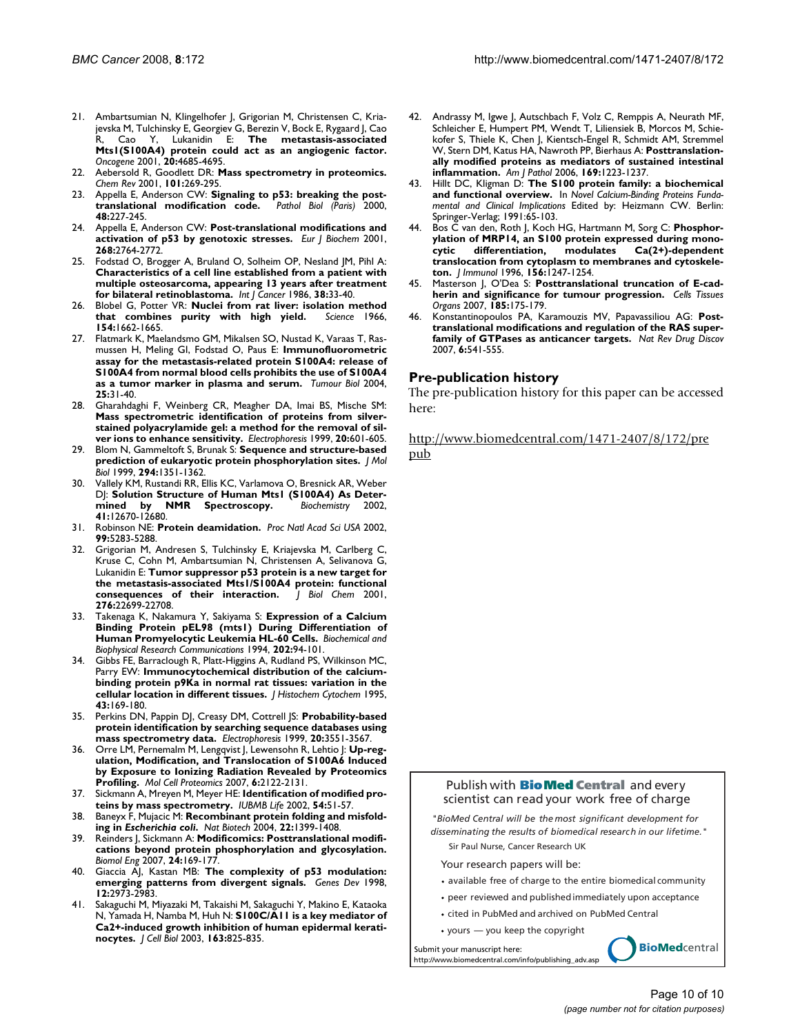21. Ambartsumian N, Klingelhofer J, Grigorian M, Christensen C, Kriajevska M, Tulchinsky E, Georgiev G, Berezin V, Bock E, Rygaard J, Cao R, Cao Y, Lukanidin E: **The metastasis-associated Mts1(S100A4) protein could act as an angiogenic factor.** *Oncogene* 2001, **20:**4685-4695.
22. Aebersold R, Goodlett DR: **Mass spectrometry in proteomics.** *Chem Rev* 2001, **101:**269-295.
23. Appella E, Anderson CW: **Signaling to p53: breaking the post-translational modification code.** *Pathol Biol (Paris)* 2000, **48:**227-245.
24. Appella E, Anderson CW: **Post-translational modifications and activation of p53 by genotoxic stresses.** *Eur J Biochem* 2001, **268:**2764-2772.
25. Fodstad O, Brogger A, Bruland O, Solheim OP, Nesland JM, Pihl A: **Characteristics of a cell line established from a patient with multiple osteosarcoma, appearing 13 years after treatment for bilateral retinoblastoma.** *Int J Cancer* 1986, **38:**33-40.
26. Blobel G, Potter VR: **Nuclei from rat liver: isolation method that combines purity with high yield.** *Science* 1966, **154:**1662-1665.
27. Flatmark K, Maelandsmo GM, Mikalsen SO, Nustad K, Varaas T, Rasmussen H, Meling GI, Fodstad O, Paus E: **Immunofluorometric assay for the metastasis-related protein S100A4: release of S100A4 from normal blood cells prohibits the use of S100A4 as a tumor marker in plasma and serum.** *Tumour Biol* 2004, **25:**31-40.
28. Gharahdaghi F, Weinberg CR, Meagher DA, Imai BS, Mische SM: **Mass spectrometric identification of proteins from silver-stained polyacrylamide gel: a method for the removal of silver ions to enhance sensitivity.** *Electrophoresis* 1999, **20:**601-605.
29. Blom N, Gammeltoft S, Brunak S: **Sequence and structure-based prediction of eukaryotic protein phosphorylation sites.** *J Mol Biol* 1999, **294:**1351-1362.
30. Vallely KM, Rustandi RR, Ellis KC, Varlamova O, Bresnick AR, Weber DJ: **Solution Structure of Human Mts1 (S100A4) As Determined by NMR Spectroscopy.** *Biochemistry* 2002, **41:**12670-12680.
31. Robinson NE: **Protein deamidation.** *Proc Natl Acad Sci USA* 2002, **99:**5283-5288.
32. Grigorian M, Andresen S, Tulchinsky E, Kriajevska M, Carlberg C, Kruse C, Cohn M, Ambartsumian N, Christensen A, Selivanova G, Lukanidin E: **Tumor suppressor p53 protein is a new target for the metastasis-associated Mts1/S100A4 protein: functional consequences of their interaction.** *J Biol Chem* 2001, **276:**22699-22708.
33. Takenaga K, Nakamura Y, Sakiyama S: **Expression of a Calcium Binding Protein pEL98 (mts1) During Differentiation of Human Promyelocytic Leukemia HL-60 Cells.** *Biochemical and Biophysical Research Communications* 1994, **202:**94-101.
34. Gibbs FE, Barraclough R, Platt-Higgins A, Rudland PS, Wilkinson MC, Parry EW: **Immunocytochemical distribution of the calcium-binding protein p9Ka in normal rat tissues: variation in the cellular location in different tissues.** *J Histochem Cytochem* 1995, **43:**169-180.
35. Perkins DN, Pappin DJ, Creasy DM, Cottrell JS: **Probability-based protein identification by searching sequence databases using mass spectrometry data.** *Electrophoresis* 1999, **20:**3551-3567.
36. Orre LM, Pernemalm M, Lengqvist J, Lewensohn R, Lehtio J: **Up-regulation, Modification, and Translocation of S100A6 Induced by Exposure to Ionizing Radiation Revealed by Proteomics Profiling.** *Mol Cell Proteomics* 2007, **6:**2122-2131.
37. Sickmann A, Mreyen M, Meyer HE: **Identification of modified proteins by mass spectrometry.** *IUBMB Life* 2002, **54:**51-57.
38. Baneyx F, Mujacic M: **Recombinant protein folding and misfolding in *Escherichia coli*.** *Nat Biotech* 2004, **22:**1399-1408.
39. Reinders J, Sickmann A: **Modificomics: Posttranslational modifications beyond protein phosphorylation and glycosylation.** *Biomol Eng* 2007, **24:**169-177.
40. Giaccia AJ, Kastan MB: **The complexity of p53 modulation: emerging patterns from divergent signals.** *Genes Dev* 1998, **12:**2973-2983.
41. Sakaguchi M, Miyazaki M, Takaishi M, Sakaguchi Y, Makino E, Kataoka N, Yamada H, Namba M, Huh N: **S100C/A11 is a key mediator of Ca2+-induced growth inhibition of human epidermal keratinocytes.** *J Cell Biol* 2003, **163:**825-835.
42. Andrassy M, Igwe J, Autschbach F, Volz C, Remppis A, Neurath MF, Schleicher E, Humpert PM, Wendt T, Liliensiek B, Morcos M, Schiekofer S, Thiele K, Chen J, Kientsch-Engel R, Schmidt AM, Stremmel W, Stern DM, Katus HA, Nawroth PP, Bierhaus A: **Posttranslationally modified proteins as mediators of sustained intestinal inflammation.** *Am J Pathol* 2006, **169:**1223-1237.
43. Hillt DC, Kligman D: **The S100 protein family: a biochemical and functional overview.** In *Novel Calcium-Binding Proteins Fundamental and Clinical Implications* Edited by: Heizmann CW. Berlin: Springer-Verlag; 1991:65-103.
44. Bos C van den, Roth J, Koch HG, Hartmann M, Sorg C: **Phosphorylation of MRP14, an S100 protein expressed during monocytic differentiation, modulates Ca(2+)-dependent translocation from cytoplasm to membranes and cytoskeleton.** *J Immunol* 1996, **156:**1247-1254.
45. Masterson J, O'Dea S: **Posttranslational truncation of E-cadherin and significance for tumour progression.** *Cells Tissues Organs* 2007, **185:**175-179.
46. Konstantinopoulos PA, Karamouzis MV, Papavassiliou AG: **Post-translational modifications and regulation of the RAS superfamily of GTPases as anticancer targets.** *Nat Rev Drug Discov* 2007, **6:**541-555.

## Pre-publication history

The pre-publication history for this paper can be accessed here:

http://www.biomedcentral.com/1471-2407/8/172/prepub

Publish with **BioMed Central** and every scientist can read your work free of charge

*"BioMed Central will be the most significant development for disseminating the results of biomedical research in our lifetime."*

Sir Paul Nurse, Cancer Research UK

Your research papers will be:

- available free of charge to the entire biomedical community
- peer reviewed and published immediately upon acceptance
- cited in PubMed and archived on PubMed Central
- yours — you keep the copyright

Submit your manuscript here:
http://www.biomedcentral.com/info/publishing_adv.asp

BioMedcentral